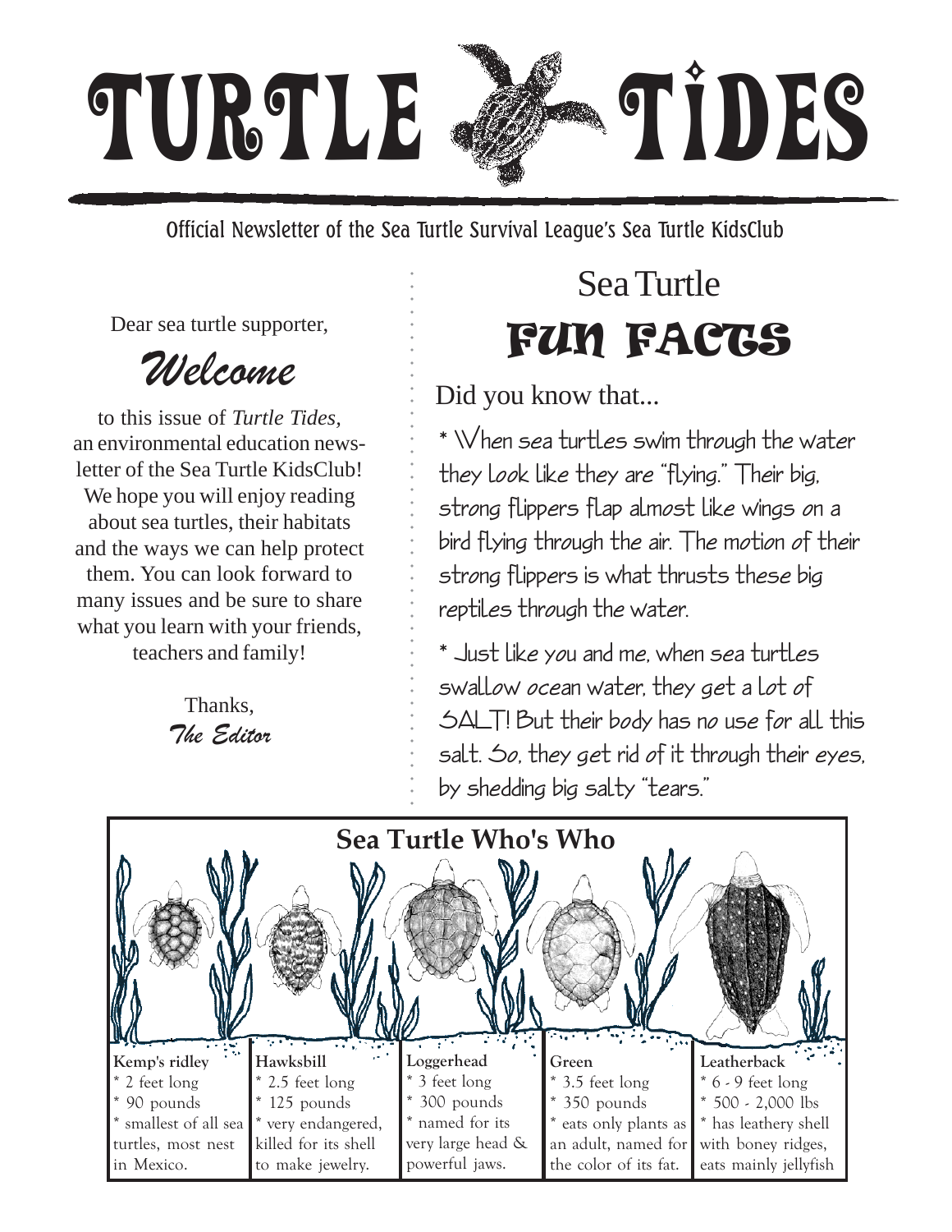# TURTLE TIDES

Official Newsletter of the Sea Turtle Survival League's Sea Turtle KidsClub

Dear sea turtle supporter,

*Welcome*

to this issue of *Turtle Tides,* an environmental education newsletter of the Sea Turtle KidsClub! We hope you will enjoy reading about sea turtles, their habitats and the ways we can help protect them. You can look forward to many issues and be sure to share what you learn with your friends, teachers and family!

Thanks,
*The Editor*

## Sea Turtle FUN FACTS

Did you know that...

* When sea turtles swim through the water they look like they are "flying." Their big, strong flippers flap almost like wings on a bird flying through the air. The motion of their strong flippers is what thrusts these big reptiles through the water.

* Just like you and me, when sea turtles swallow ocean water, they get a lot of SALT! But their body has no use for all this salt. So, they get rid of it through their eyes, by shedding big salty "tears."

## Sea Turtle Who's Who

| Kemp's ridley | Hawksbill | Loggerhead | Green | Leatherback |
|---|---|---|---|---|
| * 2 feet long | * 2.5 feet long | * 3 feet long | * 3.5 feet long | * 6 - 9 feet long |
| * 90 pounds | * 125 pounds | * 300 pounds | * 350 pounds | * 500 - 2,000 lbs |
| * smallest of all sea turtles, most nest in Mexico. | * very endangered, killed for its shell to make jewelry. | * named for its very large head & powerful jaws. | * eats only plants as an adult, named for the color of its fat. | * has leathery shell with boney ridges, eats mainly jellyfish |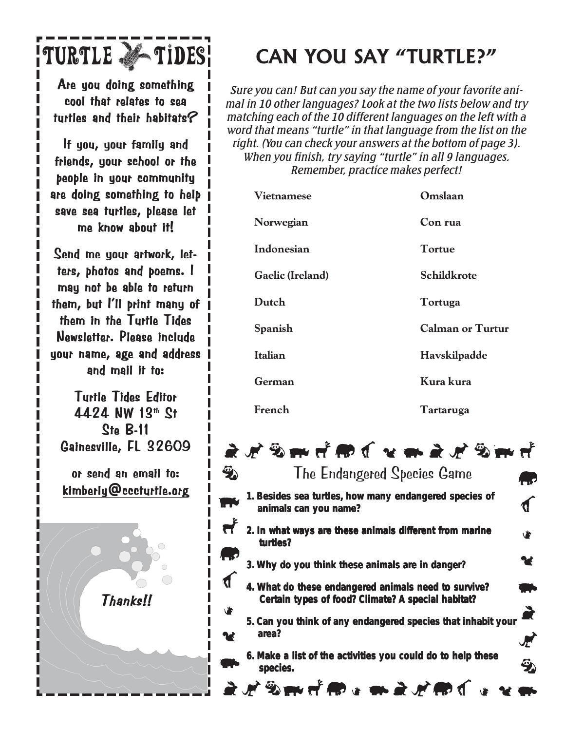# TURTLE TIDES

Are you doing something cool that relates to sea turtles and their habitats?

If you, your family and friends, your school or the people in your community are doing something to help save sea turtles, please let me know about it!

Send me your artwork, letters, photos and poems. I may not be able to return them, but I'll print many of them in the Turtle Tides Newsletter. Please include your name, age and address and mail it to:

Turtle Tides Editor
4424 NW 13th St
Ste B-11
Gainesville, FL 32609

or send an email to:
kimberly@cccturtle.org

*Thanks!!*

# CAN YOU SAY "TURTLE?"

*Sure you can! But can you say the name of your favorite animal in 10 other languages? Look at the two lists below and try matching each of the 10 different languages on the left with a word that means "turtle" in that language from the list on the right. (You can check your answers at the bottom of page 3). When you finish, try saying "turtle" in all 9 languages. Remember, practice makes perfect!*

| | |
|---|---|
| **Vietnamese** | **Omslaan** |
| **Norwegian** | **Con rua** |
| **Indonesian** | **Tortue** |
| **Gaelic (Ireland)** | **Schildkrote** |
| **Dutch** | **Tortuga** |
| **Spanish** | **Calman or Turtur** |
| **Italian** | **Havskilpadde** |
| **German** | **Kura kura** |
| **French** | **Tartaruga** |

## The Endangered Species Game

1. **Besides sea turtles, how many endangered species of animals can you name?**
2. **In what ways are these animals different from marine turtles?**
3. **Why do you think these animals are in danger?**
4. **What do these endangered animals need to survive? Certain types of food? Climate? A special habitat?**
5. **Can you think of any endangered species that inhabit your area?**
6. **Make a list of the activities you could do to help these species.**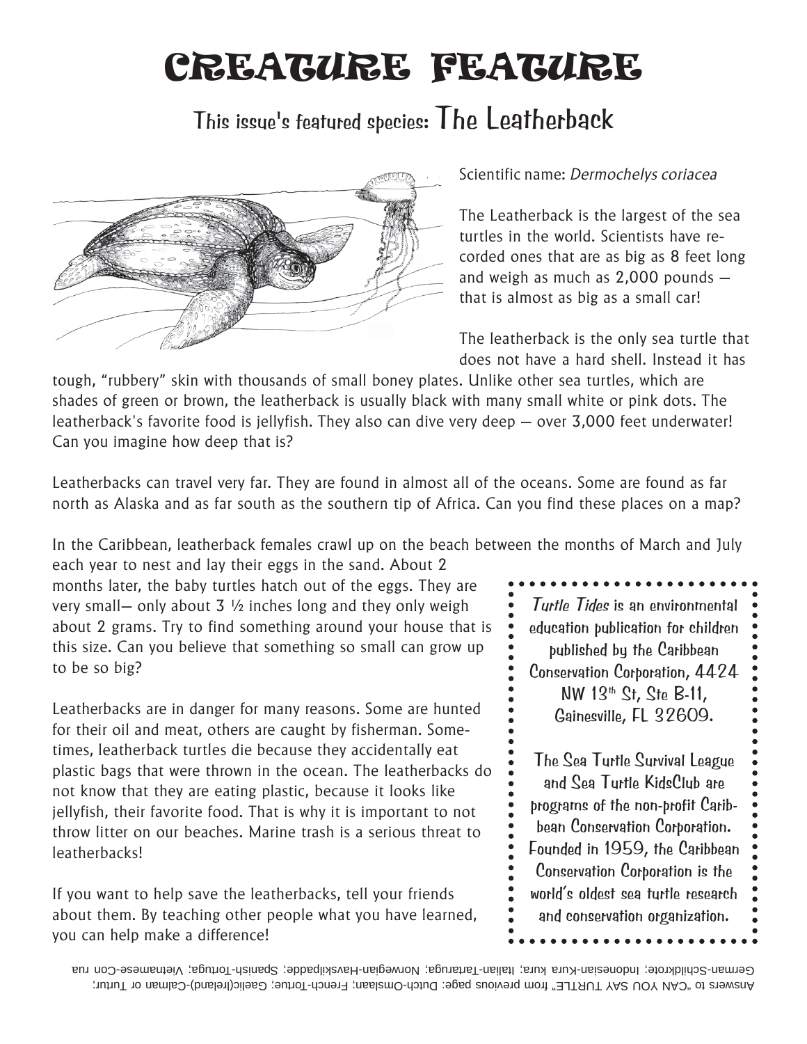# CREATURE FEATURE

## This issue's featured species: The Leatherback

Scientific name: *Dermochelys coriacea*

The Leatherback is the largest of the sea turtles in the world. Scientists have recorded ones that are as big as 8 feet long and weigh as much as 2,000 pounds — that is almost as big as a small car!

The leatherback is the only sea turtle that does not have a hard shell. Instead it has tough, "rubbery" skin with thousands of small boney plates. Unlike other sea turtles, which are shades of green or brown, the leatherback is usually black with many small white or pink dots. The leatherback's favorite food is jellyfish. They also can dive very deep — over 3,000 feet underwater! Can you imagine how deep that is?

Leatherbacks can travel very far. They are found in almost all of the oceans. Some are found as far north as Alaska and as far south as the southern tip of Africa. Can you find these places on a map?

In the Caribbean, leatherback females crawl up on the beach between the months of March and July each year to nest and lay their eggs in the sand. About 2 months later, the baby turtles hatch out of the eggs. They are very small— only about 3 ½ inches long and they only weigh about 2 grams. Try to find something around your house that is this size. Can you believe that something so small can grow up to be so big?

Leatherbacks are in danger for many reasons. Some are hunted for their oil and meat, others are caught by fisherman. Sometimes, leatherback turtles die because they accidentally eat plastic bags that were thrown in the ocean. The leatherbacks do not know that they are eating plastic, because it looks like jellyfish, their favorite food. That is why it is important to not throw litter on our beaches. Marine trash is a serious threat to leatherbacks!

If you want to help save the leatherbacks, tell your friends about them. By teaching other people what you have learned, you can help make a difference!

*Turtle Tides* is an environmental education publication for children published by the Caribbean Conservation Corporation, 4424 NW 13th St, Ste B-11, Gainesville, FL 32609.

The Sea Turtle Survival League and Sea Turtle KidsClub are programs of the non-profit Caribbean Conservation Corporation. Founded in 1959, the Caribbean Conservation Corporation is the world's oldest sea turtle research and conservation organization.

Answers to "CAN YOU SAY TURTLE" from previous page: Dutch-Omslaan; French-Tortue; Gaelic(Ireland)-Calman or Turtur; German-Schildkrote; Indonesian-Kura kura; Italian-Tartaruga; Norwegian-Havskilpadde; Spanish-Tortuga; Vietnamese-Con rua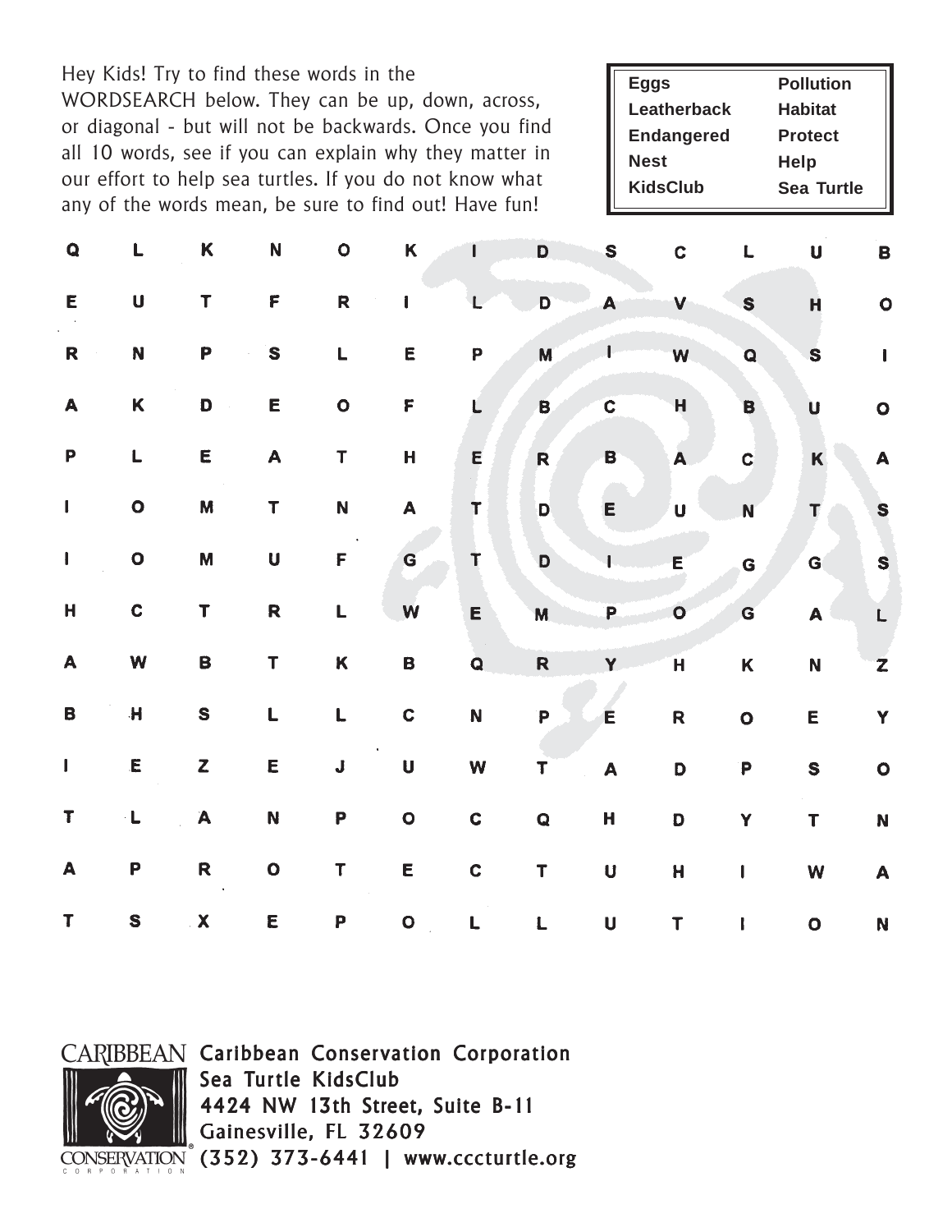Hey Kids! Try to find these words in the WORDSEARCH below. They can be up, down, across, or diagonal - but will not be backwards. Once you find all 10 words, see if you can explain why they matter in our effort to help sea turtles. If you do not know what any of the words mean, be sure to find out! Have fun!

| | |
|---|---|
| **Eggs** | **Pollution** |
| **Leatherback** | **Habitat** |
| **Endangered** | **Protect** |
| **Nest** | **Help** |
| **KidsClub** | **Sea Turtle** |

| | | | | | | | | | | | | |
|---|---|---|---|---|---|---|---|---|---|---|---|---|
| Q | L | K | N | O | K | I | D | S | C | L | U | B |
| E | U | T | F | R | I | L | D | A | V | S | H | O |
| R | N | P | S | L | E | P | M | I | W | Q | S | I |
| A | K | D | E | O | F | L | B | C | H | B | U | O |
| P | L | E | A | T | H | E | R | B | A | C | K | A |
| I | O | M | T | N | A | T | D | E | U | N | T | S |
| I | O | M | U | F | G | T | D | I | E | G | G | S |
| H | C | T | R | L | W | E | M | P | O | G | A | L |
| A | W | B | T | K | B | Q | R | Y | H | K | N | Z |
| B | H | S | L | L | C | N | P | E | R | O | E | Y |
| I | E | Z | E | J | U | W | T | A | D | P | S | O |
| T | L | A | N | P | O | C | Q | H | D | Y | T | N |
| A | P | R | O | T | E | C | T | U | H | I | W | A |
| T | S | X | E | P | O | L | L | U | T | I | O | N |

Caribbean Conservation Corporation
Sea Turtle KidsClub
4424 NW 13th Street, Suite B-11
Gainesville, FL 32609
(352) 373-6441 | www.cccturtle.org